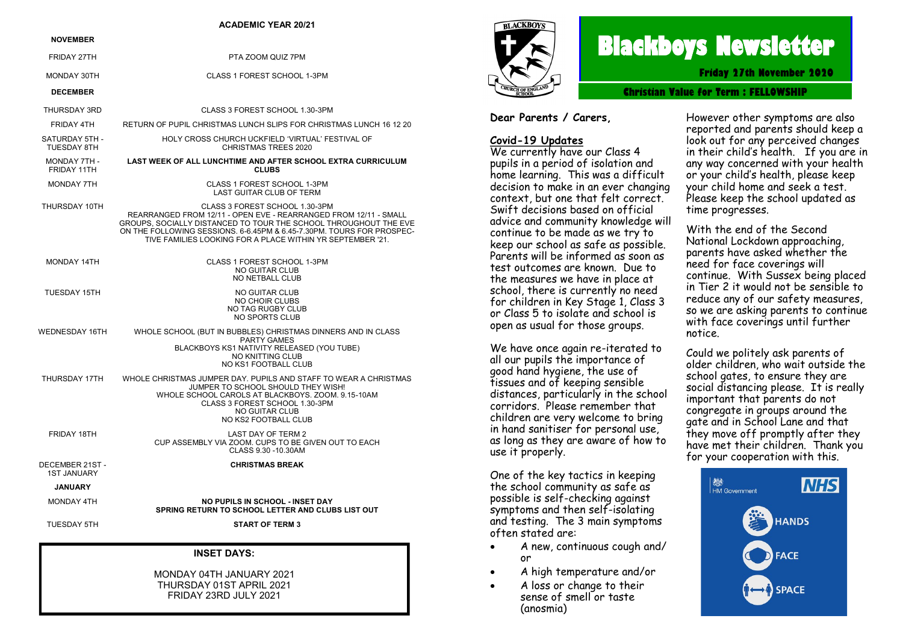## ACADEMIC YEAR 20/21

| | |
|---|---|
| **NOVEMBER** | |
| FRIDAY 27TH | PTA ZOOM QUIZ 7PM |
| MONDAY 30TH | CLASS 1 FOREST SCHOOL 1-3PM |
| **DECEMBER** | |
| THURSDAY 3RD | CLASS 3 FOREST SCHOOL 1.30-3PM |
| FRIDAY 4TH | RETURN OF PUPIL CHRISTMAS LUNCH SLIPS FOR CHRISTMAS LUNCH 16 12 20 |
| SATURDAY 5TH - TUESDAY 8TH | HOLY CROSS CHURCH UCKFIELD 'VIRTUAL' FESTIVAL OF CHRISTMAS TREES 2020 |
| MONDAY 7TH - FRIDAY 11TH | **LAST WEEK OF ALL LUNCHTIME AND AFTER SCHOOL EXTRA CURRICULUM CLUBS** |
| MONDAY 7TH | CLASS 1 FOREST SCHOOL 1-3PM<br>LAST GUITAR CLUB OF TERM |
| THURSDAY 10TH | CLASS 3 FOREST SCHOOL 1.30-3PM<br>REARRANGED FROM 12/11 - OPEN EVE - REARRANGED FROM 12/11 - SMALL GROUPS, SOCIALLY DISTANCED TO TOUR THE SCHOOL THROUGHOUT THE EVE ON THE FOLLOWING SESSIONS. 6-6.45PM & 6.45-7.30PM. TOURS FOR PROSPECTIVE FAMILIES LOOKING FOR A PLACE WITHIN YR SEPTEMBER '21. |
| MONDAY 14TH | CLASS 1 FOREST SCHOOL 1-3PM<br>NO GUITAR CLUB<br>NO NETBALL CLUB |
| TUESDAY 15TH | NO GUITAR CLUB<br>NO CHOIR CLUBS<br>NO TAG RUGBY CLUB<br>NO SPORTS CLUB |
| WEDNESDAY 16TH | WHOLE SCHOOL (BUT IN BUBBLES) CHRISTMAS DINNERS AND IN CLASS PARTY GAMES<br>BLACKBOYS KS1 NATIVITY RELEASED (YOU TUBE)<br>NO KNITTING CLUB<br>NO KS1 FOOTBALL CLUB |
| THURSDAY 17TH | WHOLE CHRISTMAS JUMPER DAY. PUPILS AND STAFF TO WEAR A CHRISTMAS JUMPER TO SCHOOL SHOULD THEY WISH!<br>WHOLE SCHOOL CAROLS AT BLACKBOYS. ZOOM. 9.15-10AM<br>CLASS 3 FOREST SCHOOL 1.30-3PM<br>NO GUITAR CLUB<br>NO KS2 FOOTBALL CLUB |
| FRIDAY 18TH | LAST DAY OF TERM 2<br>CUP ASSEMBLY VIA ZOOM. CUPS TO BE GIVEN OUT TO EACH CLASS 9.30 -10.30AM |
| DECEMBER 21ST - 1ST JANUARY | **CHRISTMAS BREAK** |
| **JANUARY** | |
| MONDAY 4TH | **NO PUPILS IN SCHOOL - INSET DAY<br>SPRING RETURN TO SCHOOL LETTER AND CLUBS LIST OUT** |
| TUESDAY 5TH | **START OF TERM 3** |

**INSET DAYS:**

MONDAY 04TH JANUARY 2021
THURSDAY 01ST APRIL 2021
FRIDAY 23RD JULY 2021

BLACKBOYS CHURCH OF ENGLAND SCHOOL

# Blackboys Newsletter

**Friday 27th November 2020**

**Christian Value for Term : FELLOWSHIP**

**Dear Parents / Carers,**

## Covid-19 Updates

We currently have our Class 4 pupils in a period of isolation and home learning. This was a difficult decision to make in an ever changing context, but one that felt correct. Swift decisions based on official advice and community knowledge will continue to be made as we try to keep our school as safe as possible. Parents will be informed as soon as test outcomes are known. Due to the measures we have in place at school, there is currently no need for children in Key Stage 1, Class 3 or Class 5 to isolate and school is open as usual for those groups.

We have once again re-iterated to all our pupils the importance of good hand hygiene, the use of tissues and of keeping sensible distances, particularly in the school corridors. Please remember that children are very welcome to bring in hand sanitiser for personal use, as long as they are aware of how to use it properly.

One of the key tactics in keeping the school community as safe as possible is self-checking against symptoms and then self-isolating and testing. The 3 main symptoms often stated are:

- A new, continuous cough and/or
- A high temperature and/or
- A loss or change to their sense of smell or taste (anosmia)

However other symptoms are also reported and parents should keep a look out for any perceived changes in their child's health. If you are in any way concerned with your health or your child's health, please keep your child home and seek a test. Please keep the school updated as time progresses.

With the end of the Second National Lockdown approaching, parents have asked whether the need for face coverings will continue. With Sussex being placed in Tier 2 it would not be sensible to reduce any of our safety measures, so we are asking parents to continue with face coverings until further notice.

Could we politely ask parents of older children, who wait outside the school gates, to ensure they are social distancing please. It is really important that parents do not congregate in groups around the gate and in School Lane and that they move off promptly after they have met their children. Thank you for your cooperation with this.

HM Government NHS

HANDS

FACE

SPACE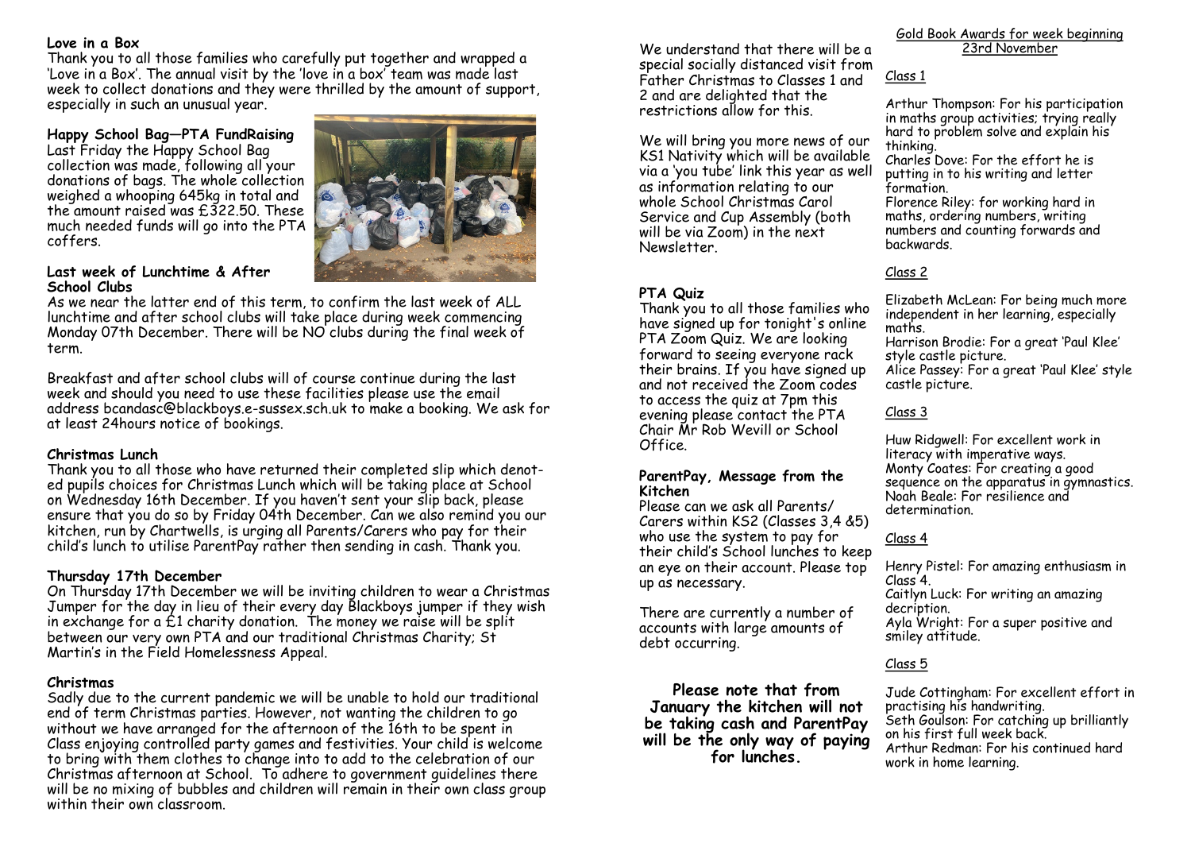**Love in a Box**

Thank you to all those families who carefully put together and wrapped a 'Love in a Box'. The annual visit by the 'love in a box' team was made last week to collect donations and they were thrilled by the amount of support, especially in such an unusual year.

**Happy School Bag—PTA FundRaising**

Last Friday the Happy School Bag collection was made, following all your donations of bags. The whole collection weighed a whooping 645kg in total and the amount raised was £322.50. These much needed funds will go into the PTA coffers.

**Last week of Lunchtime & After School Clubs**

As we near the latter end of this term, to confirm the last week of ALL lunchtime and after school clubs will take place during week commencing Monday 07th December. There will be NO clubs during the final week of term.

Breakfast and after school clubs will of course continue during the last week and should you need to use these facilities please use the email address bcandasc@blackboys.e-sussex.sch.uk to make a booking. We ask for at least 24hours notice of bookings.

**Christmas Lunch**

Thank you to all those who have returned their completed slip which denoted pupils choices for Christmas Lunch which will be taking place at School on Wednesday 16th December. If you haven't sent your slip back, please ensure that you do so by Friday 04th December. Can we also remind you our kitchen, run by Chartwells, is urging all Parents/Carers who pay for their child's lunch to utilise ParentPay rather then sending in cash. Thank you.

**Thursday 17th December**

On Thursday 17th December we will be inviting children to wear a Christmas Jumper for the day in lieu of their every day Blackboys jumper if they wish in exchange for a £1 charity donation. The money we raise will be split between our very own PTA and our traditional Christmas Charity; St Martin's in the Field Homelessness Appeal.

**Christmas**

Sadly due to the current pandemic we will be unable to hold our traditional end of term Christmas parties. However, not wanting the children to go without we have arranged for the afternoon of the 16th to be spent in Class enjoying controlled party games and festivities. Your child is welcome to bring with them clothes to change into to add to the celebration of our Christmas afternoon at School. To adhere to government guidelines there will be no mixing of bubbles and children will remain in their own class group within their own classroom.

We understand that there will be a special socially distanced visit from Father Christmas to Classes 1 and 2 and are delighted that the restrictions allow for this.

We will bring you more news of our KS1 Nativity which will be available via a 'you tube' link this year as well as information relating to our whole School Christmas Carol Service and Cup Assembly (both will be via Zoom) in the next Newsletter.

**PTA Quiz**

Thank you to all those families who have signed up for tonight's online PTA Zoom Quiz. We are looking forward to seeing everyone rack their brains. If you have signed up and not received the Zoom codes to access the quiz at 7pm this evening please contact the PTA Chair Mr Rob Wevill or School Office.

**ParentPay, Message from the Kitchen**

Please can we ask all Parents/Carers within KS2 (Classes 3,4 &5) who use the system to pay for their child's School lunches to keep an eye on their account. Please top up as necessary.

There are currently a number of accounts with large amounts of debt occurring.

**Please note that from January the kitchen will not be taking cash and ParentPay will be the only way of paying for lunches.**

Gold Book Awards for week beginning 23rd November

Class 1

Arthur Thompson: For his participation in maths group activities; trying really hard to problem solve and explain his thinking.
Charles Dove: For the effort he is putting in to his writing and letter formation.
Florence Riley: for working hard in maths, ordering numbers, writing numbers and counting forwards and backwards.

Class 2

Elizabeth McLean: For being much more independent in her learning, especially maths.
Harrison Brodie: For a great 'Paul Klee' style castle picture.
Alice Passey: For a great 'Paul Klee' style castle picture.

Class 3

Huw Ridgwell: For excellent work in literacy with imperative ways.
Monty Coates: For creating a good sequence on the apparatus in gymnastics.
Noah Beale: For resilience and determination.

Class 4

Henry Pistel: For amazing enthusiasm in Class 4.
Caitlyn Luck: For writing an amazing decription.
Ayla Wright: For a super positive and smiley attitude.

Class 5

Jude Cottingham: For excellent effort in practising his handwriting.
Seth Goulson: For catching up brilliantly on his first full week back.
Arthur Redman: For his continued hard work in home learning.